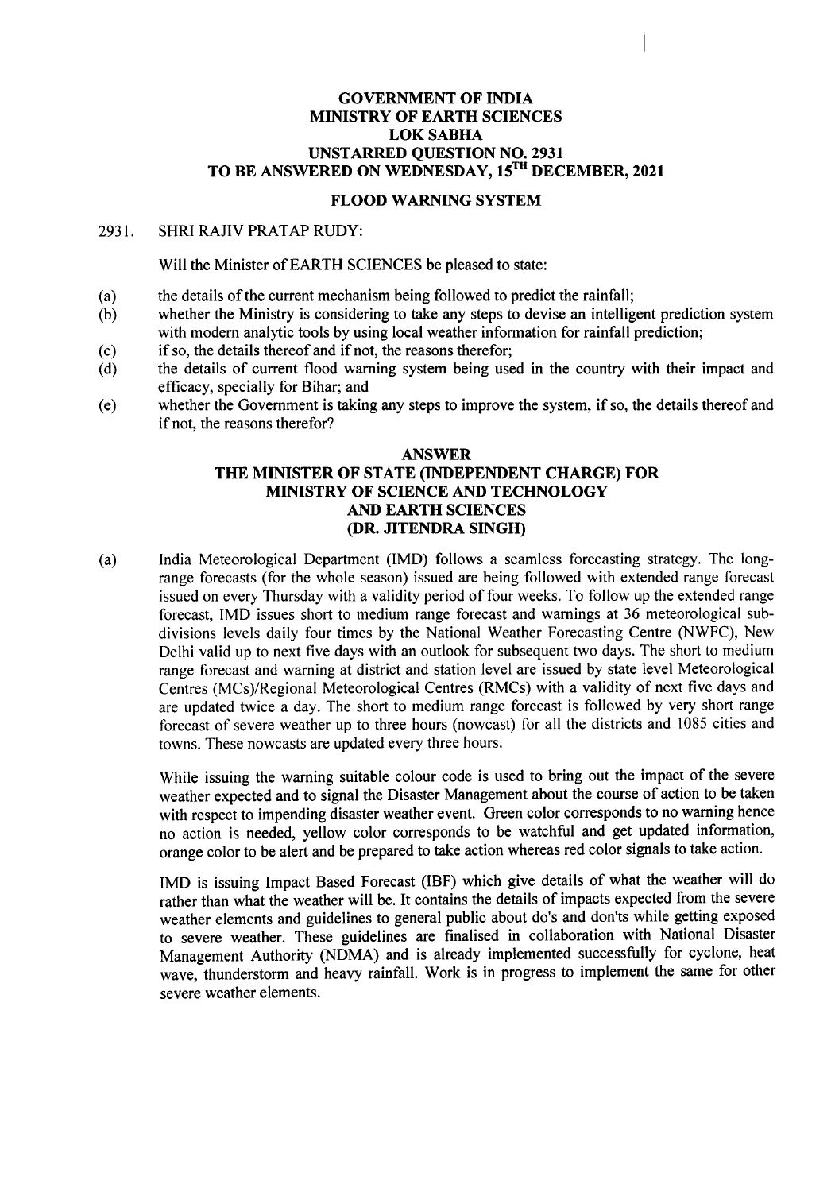# GOVERNMENT OF INDIA
# MINISTRY OF EARTH SCIENCES
# LOK SABHA
# UNSTARRED QUESTION NO. 2931
# TO BE ANSWERED ON WEDNESDAY, 15TH DECEMBER, 2021

## FLOOD WARNING SYSTEM

2931. SHRI RAJIV PRATAP RUDY:

Will the Minister of EARTH SCIENCES be pleased to state:

(a) the details of the current mechanism being followed to predict the rainfall;

(b) whether the Ministry is considering to take any steps to devise an intelligent prediction system with modern analytic tools by using local weather information for rainfall prediction;

(c) if so, the details thereof and if not, the reasons therefor;

(d) the details of current flood warning system being used in the country with their impact and efficacy, specially for Bihar; and

(e) whether the Government is taking any steps to improve the system, if so, the details thereof and if not, the reasons therefor?

## ANSWER
## THE MINISTER OF STATE (INDEPENDENT CHARGE) FOR MINISTRY OF SCIENCE AND TECHNOLOGY AND EARTH SCIENCES (DR. JITENDRA SINGH)

(a) India Meteorological Department (IMD) follows a seamless forecasting strategy. The long-range forecasts (for the whole season) issued are being followed with extended range forecast issued on every Thursday with a validity period of four weeks. To follow up the extended range forecast, IMD issues short to medium range forecast and warnings at 36 meteorological sub-divisions levels daily four times by the National Weather Forecasting Centre (NWFC), New Delhi valid up to next five days with an outlook for subsequent two days. The short to medium range forecast and warning at district and station level are issued by state level Meteorological Centres (MCs)/Regional Meteorological Centres (RMCs) with a validity of next five days and are updated twice a day. The short to medium range forecast is followed by very short range forecast of severe weather up to three hours (nowcast) for all the districts and 1085 cities and towns. These nowcasts are updated every three hours.

While issuing the warning suitable colour code is used to bring out the impact of the severe weather expected and to signal the Disaster Management about the course of action to be taken with respect to impending disaster weather event. Green color corresponds to no warning hence no action is needed, yellow color corresponds to be watchful and get updated information, orange color to be alert and be prepared to take action whereas red color signals to take action.

IMD is issuing Impact Based Forecast (IBF) which give details of what the weather will do rather than what the weather will be. It contains the details of impacts expected from the severe weather elements and guidelines to general public about do's and don'ts while getting exposed to severe weather. These guidelines are finalised in collaboration with National Disaster Management Authority (NDMA) and is already implemented successfully for cyclone, heat wave, thunderstorm and heavy rainfall. Work is in progress to implement the same for other severe weather elements.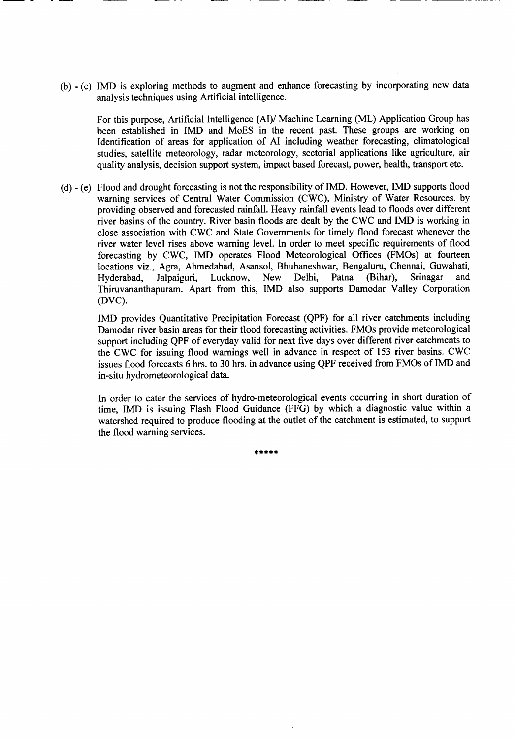(b) - (c) IMD is exploring methods to augment and enhance forecasting by incorporating new data analysis techniques using Artificial intelligence.

For this purpose, Artificial Intelligence (AI)/ Machine Learning (ML) Application Group has been established in IMD and MoES in the recent past. These groups are working on Identification of areas for application of AI including weather forecasting, climatological studies, satellite meteorology, radar meteorology, sectorial applications like agriculture, air quality analysis, decision support system, impact based forecast, power, health, transport etc.

(d) - (e) Flood and drought forecasting is not the responsibility of IMD. However, IMD supports flood warning services of Central Water Commission (CWC), Ministry of Water Resources. by providing observed and forecasted rainfall. Heavy rainfall events lead to floods over different river basins of the country. River basin floods are dealt by the CWC and IMD is working in close association with CWC and State Governments for timely flood forecast whenever the river water level rises above warning level. In order to meet specific requirements of flood forecasting by CWC, IMD operates Flood Meteorological Offices (FMOs) at fourteen locations viz., Agra, Ahmedabad, Asansol, Bhubaneshwar, Bengaluru, Chennai, Guwahati, Hyderabad, Jalpaiguri, Lucknow, New Delhi, Patna (Bihar), Srinagar and Thiruvananthapuram. Apart from this, IMD also supports Damodar Valley Corporation (DVC).

IMD provides Quantitative Precipitation Forecast (QPF) for all river catchments including Damodar river basin areas for their flood forecasting activities. FMOs provide meteorological support including QPF of everyday valid for next five days over different river catchments to the CWC for issuing flood warnings well in advance in respect of 153 river basins. CWC issues flood forecasts 6 hrs. to 30 hrs. in advance using QPF received from FMOs of IMD and in-situ hydrometeorological data.

In order to cater the services of hydro-meteorological events occurring in short duration of time, IMD is issuing Flash Flood Guidance (FFG) by which a diagnostic value within a watershed required to produce flooding at the outlet of the catchment is estimated, to support the flood warning services.

*****